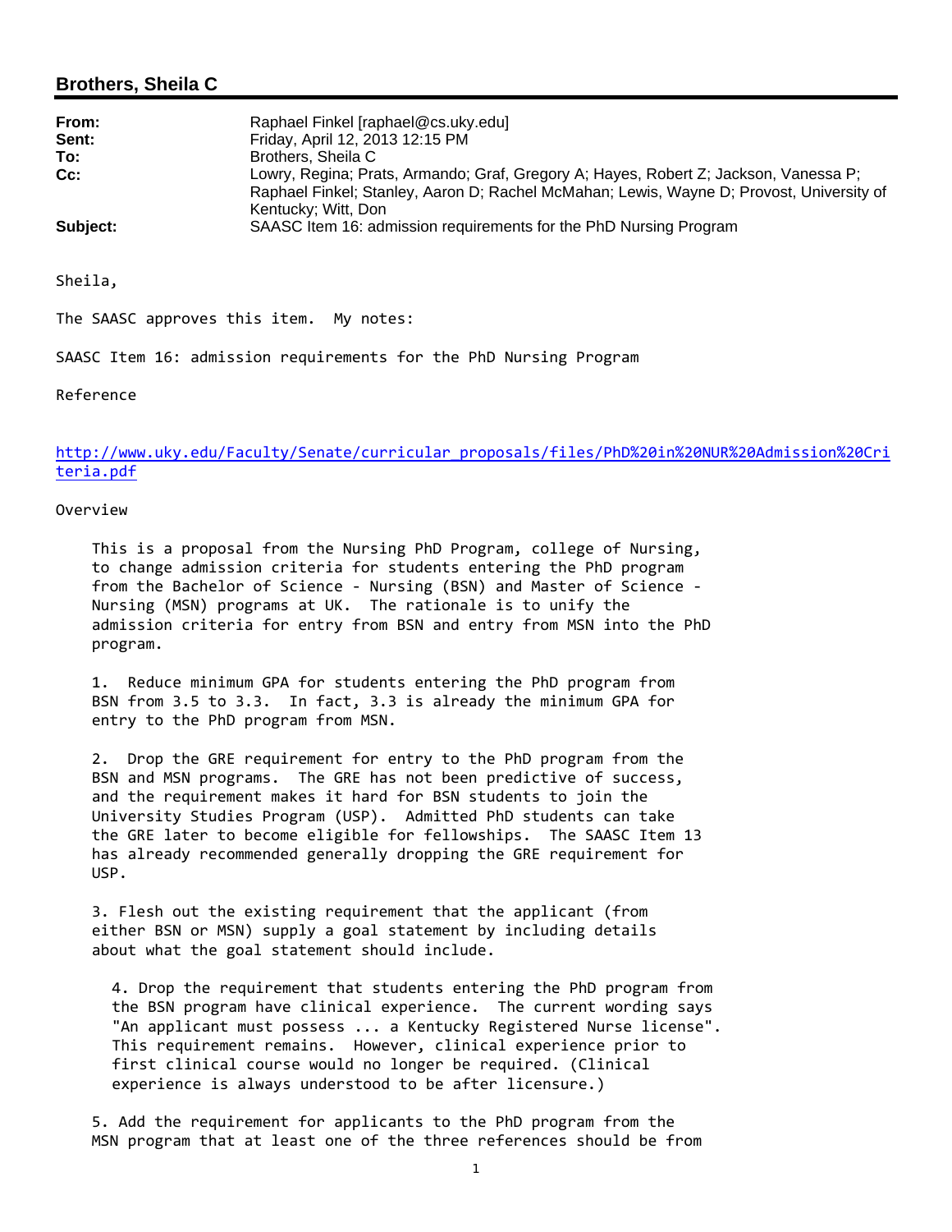## Brothers, Sheila C

| | |
|---|---|
| **From:** | Raphael Finkel [raphael@cs.uky.edu] |
| **Sent:** | Friday, April 12, 2013 12:15 PM |
| **To:** | Brothers, Sheila C |
| **Cc:** | Lowry, Regina; Prats, Armando; Graf, Gregory A; Hayes, Robert Z; Jackson, Vanessa P; Raphael Finkel; Stanley, Aaron D; Rachel McMahan; Lewis, Wayne D; Provost, University of Kentucky; Witt, Don |
| **Subject:** | SAASC Item 16: admission requirements for the PhD Nursing Program |

Sheila,

The SAASC approves this item. My notes:

SAASC Item 16: admission requirements for the PhD Nursing Program

Reference

http://www.uky.edu/Faculty/Senate/curricular_proposals/files/PhD%20in%20NUR%20Admission%20Criteria.pdf

Overview

This is a proposal from the Nursing PhD Program, college of Nursing, to change admission criteria for students entering the PhD program from the Bachelor of Science - Nursing (BSN) and Master of Science - Nursing (MSN) programs at UK. The rationale is to unify the admission criteria for entry from BSN and entry from MSN into the PhD program.

1. Reduce minimum GPA for students entering the PhD program from BSN from 3.5 to 3.3. In fact, 3.3 is already the minimum GPA for entry to the PhD program from MSN.

2. Drop the GRE requirement for entry to the PhD program from the BSN and MSN programs. The GRE has not been predictive of success, and the requirement makes it hard for BSN students to join the University Studies Program (USP). Admitted PhD students can take the GRE later to become eligible for fellowships. The SAASC Item 13 has already recommended generally dropping the GRE requirement for USP.

3. Flesh out the existing requirement that the applicant (from either BSN or MSN) supply a goal statement by including details about what the goal statement should include.

4. Drop the requirement that students entering the PhD program from the BSN program have clinical experience. The current wording says "An applicant must possess ... a Kentucky Registered Nurse license". This requirement remains. However, clinical experience prior to first clinical course would no longer be required. (Clinical experience is always understood to be after licensure.)

5. Add the requirement for applicants to the PhD program from the MSN program that at least one of the three references should be from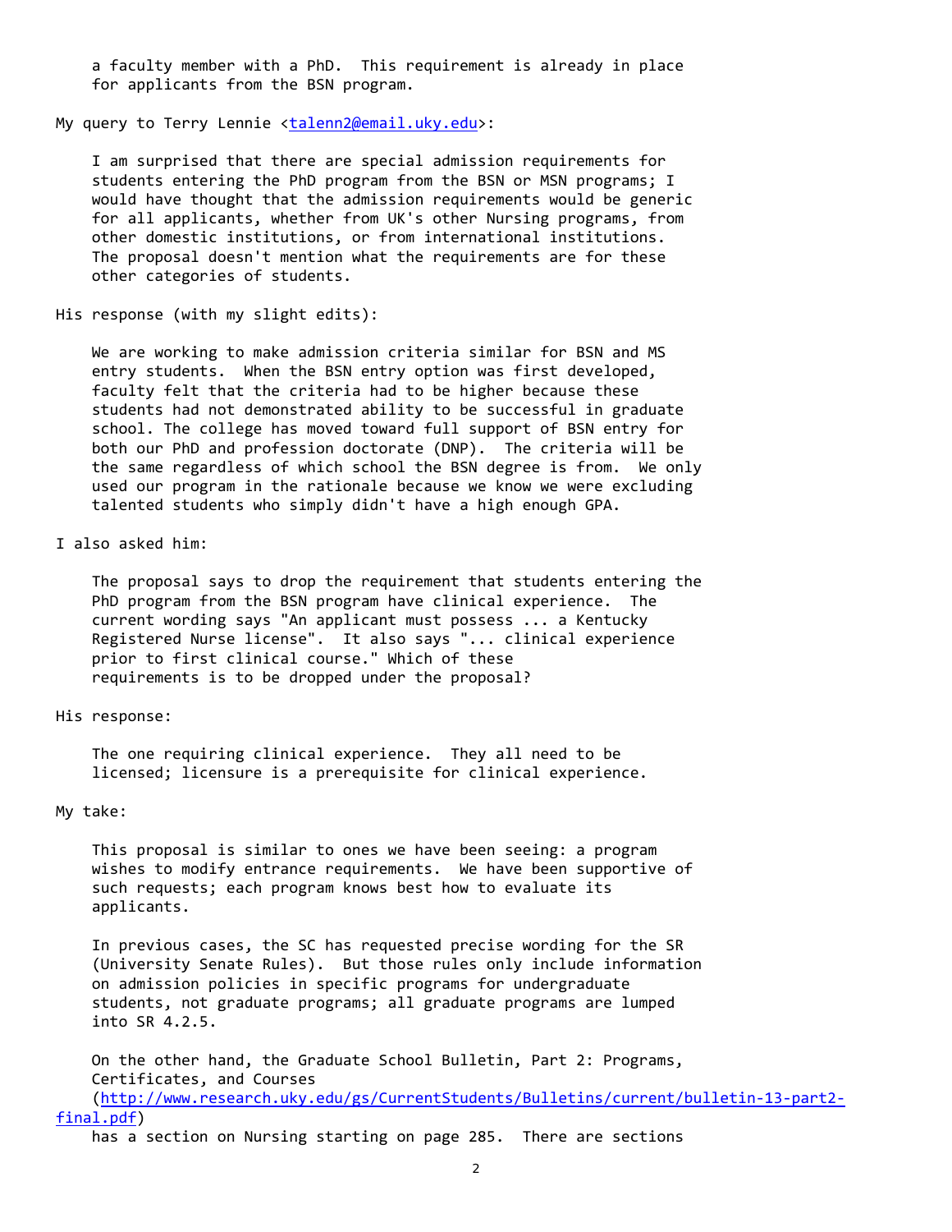a faculty member with a PhD. This requirement is already in place for applicants from the BSN program.

My query to Terry Lennie <talenn2@email.uky.edu>:

> I am surprised that there are special admission requirements for students entering the PhD program from the BSN or MSN programs; I would have thought that the admission requirements would be generic for all applicants, whether from UK's other Nursing programs, from other domestic institutions, or from international institutions. The proposal doesn't mention what the requirements are for these other categories of students.

His response (with my slight edits):

> We are working to make admission criteria similar for BSN and MS entry students. When the BSN entry option was first developed, faculty felt that the criteria had to be higher because these students had not demonstrated ability to be successful in graduate school. The college has moved toward full support of BSN entry for both our PhD and profession doctorate (DNP). The criteria will be the same regardless of which school the BSN degree is from. We only used our program in the rationale because we know we were excluding talented students who simply didn't have a high enough GPA.

I also asked him:

> The proposal says to drop the requirement that students entering the PhD program from the BSN program have clinical experience. The current wording says "An applicant must possess ... a Kentucky Registered Nurse license". It also says "... clinical experience prior to first clinical course." Which of these requirements is to be dropped under the proposal?

His response:

> The one requiring clinical experience. They all need to be licensed; licensure is a prerequisite for clinical experience.

My take:

> This proposal is similar to ones we have been seeing: a program wishes to modify entrance requirements. We have been supportive of such requests; each program knows best how to evaluate its applicants.
>
> In previous cases, the SC has requested precise wording for the SR (University Senate Rules). But those rules only include information on admission policies in specific programs for undergraduate students, not graduate programs; all graduate programs are lumped into SR 4.2.5.
>
> On the other hand, the Graduate School Bulletin, Part 2: Programs, Certificates, and Courses (http://www.research.uky.edu/gs/CurrentStudents/Bulletins/current/bulletin-13-part2-final.pdf) has a section on Nursing starting on page 285. There are sections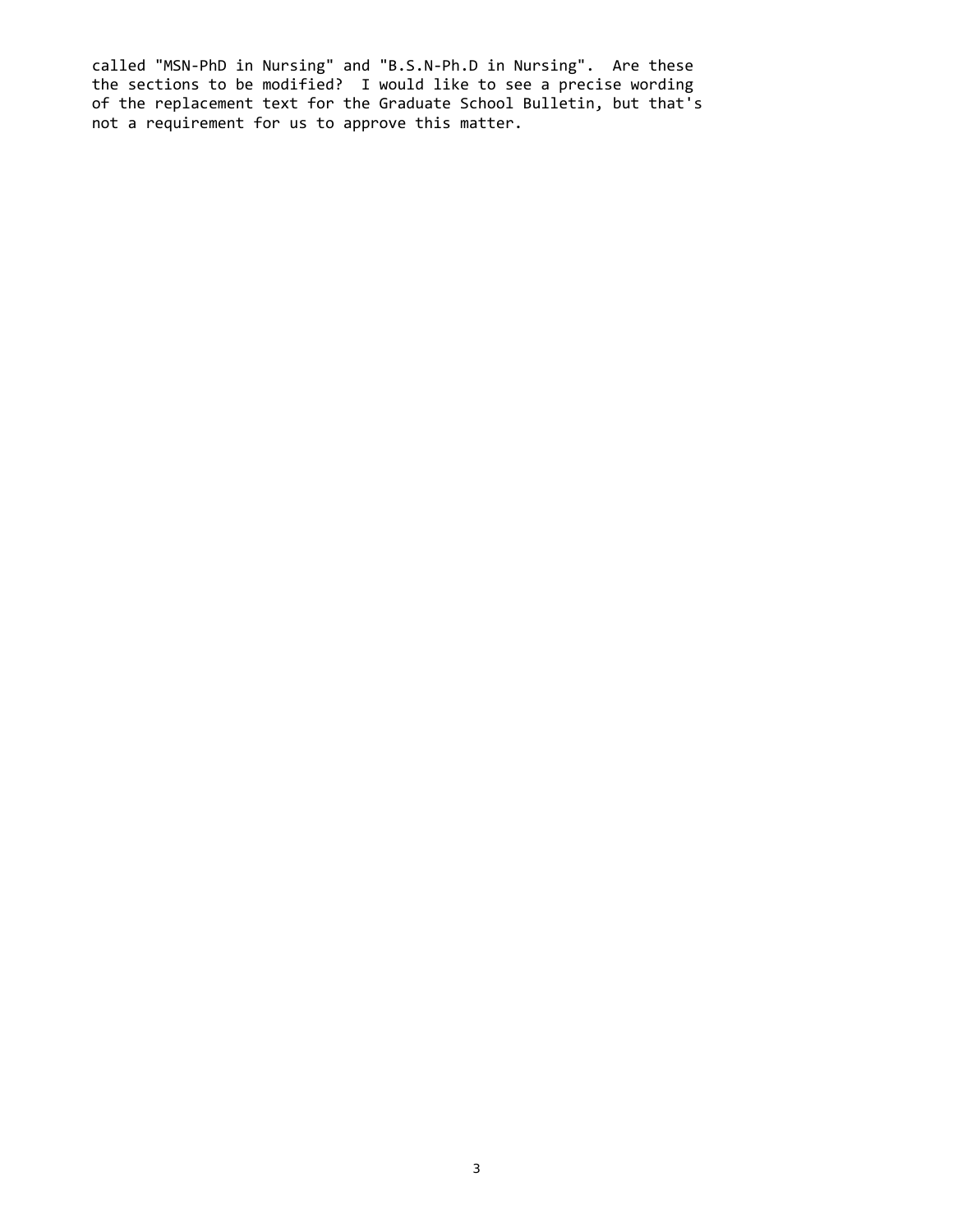called "MSN-PhD in Nursing" and "B.S.N-Ph.D in Nursing". Are these the sections to be modified? I would like to see a precise wording of the replacement text for the Graduate School Bulletin, but that's not a requirement for us to approve this matter.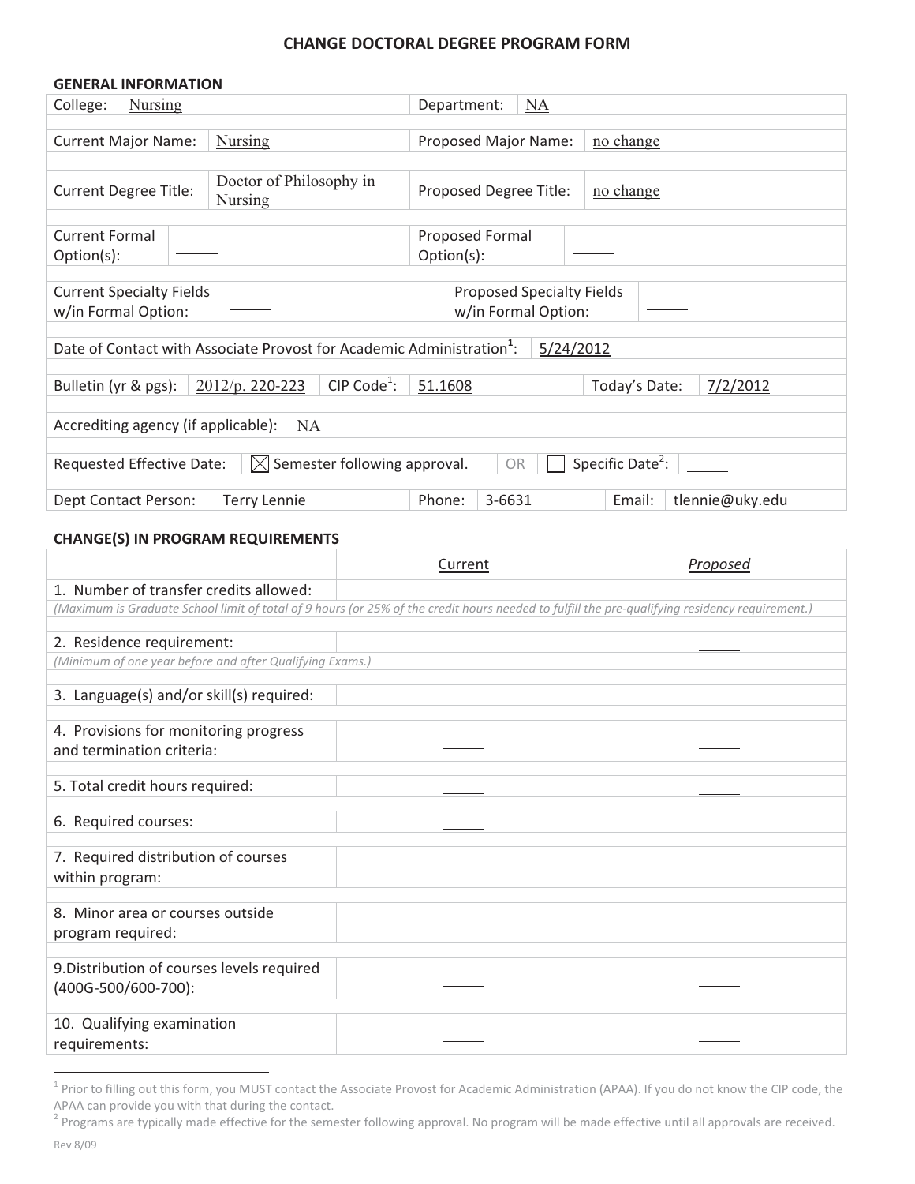# CHANGE DOCTORAL DEGREE PROGRAM FORM

## GENERAL INFORMATION

| | | | |
|---|---|---|---|
| College: | Nursing | Department: | NA |
| Current Major Name: | Nursing | Proposed Major Name: | no change |
| Current Degree Title: | Doctor of Philosophy in Nursing | Proposed Degree Title: | no change |
| Current Formal Option(s): | _____ | Proposed Formal Option(s): | _____ |
| Current Specialty Fields w/in Formal Option: | _____ | Proposed Specialty Fields w/in Formal Option: | _____ |

Date of Contact with Associate Provost for Academic Administration[1]: 5/24/2012

Bulletin (yr & pgs): 2012/p. 220-223 CIP Code[1]: 51.1608 Today's Date: 7/2/2012

Accrediting agency (if applicable): NA

Requested Effective Date: ☒ Semester following approval. OR ☐ Specific Date[2]: _____

Dept Contact Person: Terry Lennie Phone: 3-6631 Email: tlennie@uky.edu

## CHANGE(S) IN PROGRAM REQUIREMENTS

| | Current | *Proposed* |
|---|---|---|
| 1. Number of transfer credits allowed: | _____ | _____ |
| *(Maximum is Graduate School limit of total of 9 hours (or 25% of the credit hours needed to fulfill the pre-qualifying residency requirement.)* | | |
| 2. Residence requirement: | _____ | _____ |
| *(Minimum of one year before and after Qualifying Exams.)* | | |
| 3. Language(s) and/or skill(s) required: | _____ | _____ |
| 4. Provisions for monitoring progress and termination criteria: | _____ | _____ |
| 5. Total credit hours required: | _____ | _____ |
| 6. Required courses: | _____ | _____ |
| 7. Required distribution of courses within program: | _____ | _____ |
| 8. Minor area or courses outside program required: | _____ | _____ |
| 9. Distribution of courses levels required (400G-500/600-700): | _____ | _____ |
| 10. Qualifying examination requirements: | _____ | _____ |

[1] Prior to filling out this form, you MUST contact the Associate Provost for Academic Administration (APAA). If you do not know the CIP code, the APAA can provide you with that during the contact.

[2] Programs are typically made effective for the semester following approval. No program will be made effective until all approvals are received.

Rev 8/09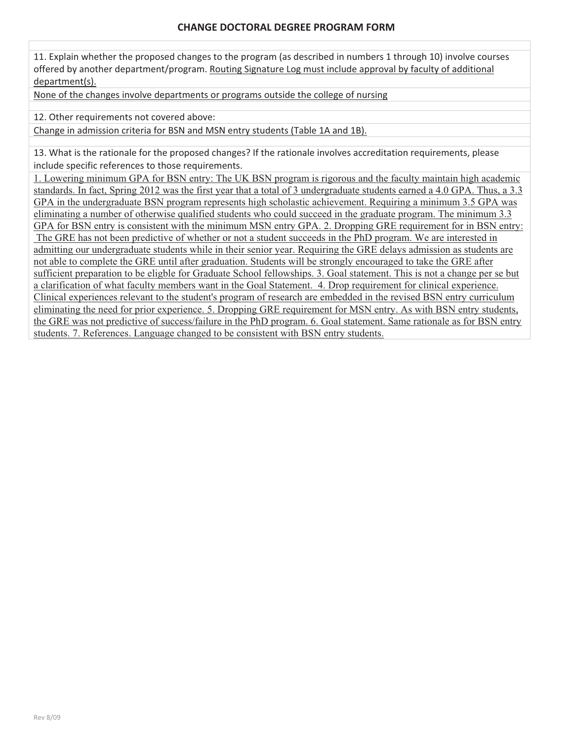## CHANGE DOCTORAL DEGREE PROGRAM FORM

11. Explain whether the proposed changes to the program (as described in numbers 1 through 10) involve courses offered by another department/program. Routing Signature Log must include approval by faculty of additional department(s).

None of the changes involve departments or programs outside the college of nursing

12. Other requirements not covered above:

Change in admission criteria for BSN and MSN entry students (Table 1A and 1B).

13. What is the rationale for the proposed changes? If the rationale involves accreditation requirements, please include specific references to those requirements.

1. Lowering minimum GPA for BSN entry: The UK BSN program is rigorous and the faculty maintain high academic standards. In fact, Spring 2012 was the first year that a total of 3 undergraduate students earned a 4.0 GPA. Thus, a 3.3 GPA in the undergraduate BSN program represents high scholastic achievement. Requiring a minimum 3.5 GPA was eliminating a number of otherwise qualified students who could succeed in the graduate program. The minimum 3.3 GPA for BSN entry is consistent with the minimum MSN entry GPA. 2. Dropping GRE requirement for in BSN entry: The GRE has not been predictive of whether or not a student succeeds in the PhD program. We are interested in admitting our undergraduate students while in their senior year. Requiring the GRE delays admission as students are not able to complete the GRE until after graduation. Students will be strongly encouraged to take the GRE after sufficient preparation to be eligble for Graduate School fellowships. 3. Goal statement. This is not a change per se but a clarification of what faculty members want in the Goal Statement. 4. Drop requirement for clinical experience. Clinical experiences relevant to the student's program of research are embedded in the revised BSN entry curriculum eliminating the need for prior experience. 5. Dropping GRE requirement for MSN entry. As with BSN entry students, the GRE was not predictive of success/failure in the PhD program. 6. Goal statement. Same rationale as for BSN entry students. 7. References. Language changed to be consistent with BSN entry students.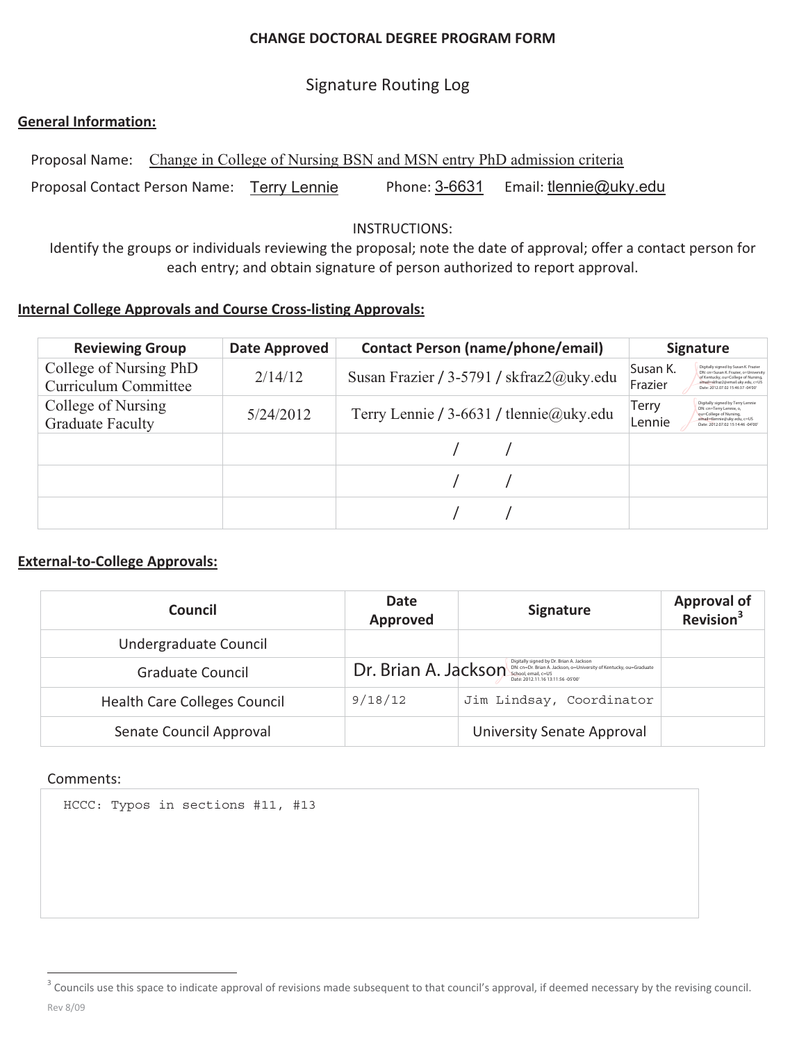**CHANGE DOCTORAL DEGREE PROGRAM FORM**

Signature Routing Log

**General Information:**

Proposal Name: Change in College of Nursing BSN and MSN entry PhD admission criteria

Proposal Contact Person Name: Terry Lennie Phone: 3-6631 Email: tlennie@uky.edu

INSTRUCTIONS:
Identify the groups or individuals reviewing the proposal; note the date of approval; offer a contact person for each entry; and obtain signature of person authorized to report approval.

**Internal College Approvals and Course Cross-listing Approvals:**

| Reviewing Group | Date Approved | Contact Person (name/phone/email) | Signature |
|---|---|---|---|
| College of Nursing PhD Curriculum Committee | 2/14/12 | Susan Frazier / 3-5791 / skfraz2@uky.edu | Susan K. Frazier Digitally signed by Susan K. Frazier DN: cn=Susan K. Frazier, o=University of Kentucky, ou=College of Nursing, email=skfraz2@email.uky.edu, c=US Date: 2012.07.02 15:46:37 -04'00' |
| College of Nursing Graduate Faculty | 5/24/2012 | Terry Lennie / 3-6631 / tlennie@uky.edu | Terry Lennie Digitally signed by Terry Lennie DN: cn=Terry Lennie, o, ou=College of Nursing, email=tlennie@uky.edu, c=US Date: 2012.07.02 15:14:46 -04'00' |
| | | / / | |
| | | / / | |
| | | / / | |

**External-to-College Approvals:**

| Council | Date Approved | Signature | Approval of Revision[3] |
|---|---|---|---|
| Undergraduate Council | | | |
| Graduate Council | | Dr. Brian A. Jackson Digitally signed by Dr. Brian A. Jackson DN: cn=Dr. Brian A. Jackson, o=University of Kentucky, ou=Graduate School, email, c=US Date: 2012.11.16 13:11:56 -05'00' | |
| Health Care Colleges Council | 9/18/12 | Jim Lindsay, Coordinator | |
| Senate Council Approval | | University Senate Approval | |

Comments:

HCCC: Typos in sections #11, #13

[3] Councils use this space to indicate approval of revisions made subsequent to that council's approval, if deemed necessary by the revising council.

Rev 8/09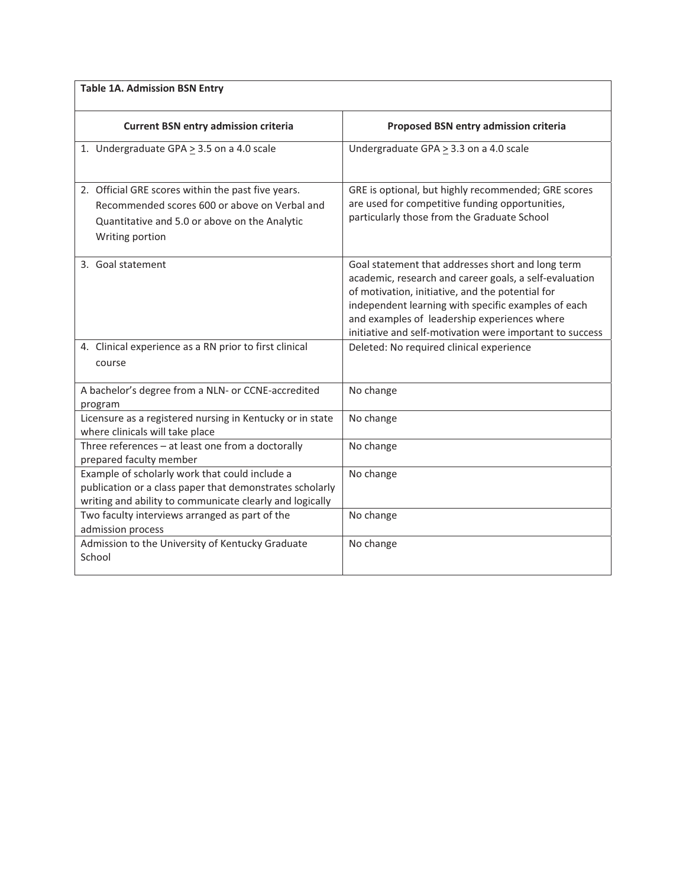| Table 1A. Admission BSN Entry | |
|---|---|
| **Current BSN entry admission criteria** | **Proposed BSN entry admission criteria** |
| 1. Undergraduate GPA ≥ 3.5 on a 4.0 scale | Undergraduate GPA ≥ 3.3 on a 4.0 scale |
| 2. Official GRE scores within the past five years. Recommended scores 600 or above on Verbal and Quantitative and 5.0 or above on the Analytic Writing portion | GRE is optional, but highly recommended; GRE scores are used for competitive funding opportunities, particularly those from the Graduate School |
| 3. Goal statement | Goal statement that addresses short and long term academic, research and career goals, a self-evaluation of motivation, initiative, and the potential for independent learning with specific examples of each and examples of leadership experiences where initiative and self-motivation were important to success |
| 4. Clinical experience as a RN prior to first clinical course | Deleted: No required clinical experience |
| A bachelor's degree from a NLN- or CCNE-accredited program | No change |
| Licensure as a registered nursing in Kentucky or in state where clinicals will take place | No change |
| Three references – at least one from a doctorally prepared faculty member | No change |
| Example of scholarly work that could include a publication or a class paper that demonstrates scholarly writing and ability to communicate clearly and logically | No change |
| Two faculty interviews arranged as part of the admission process | No change |
| Admission to the University of Kentucky Graduate School | No change |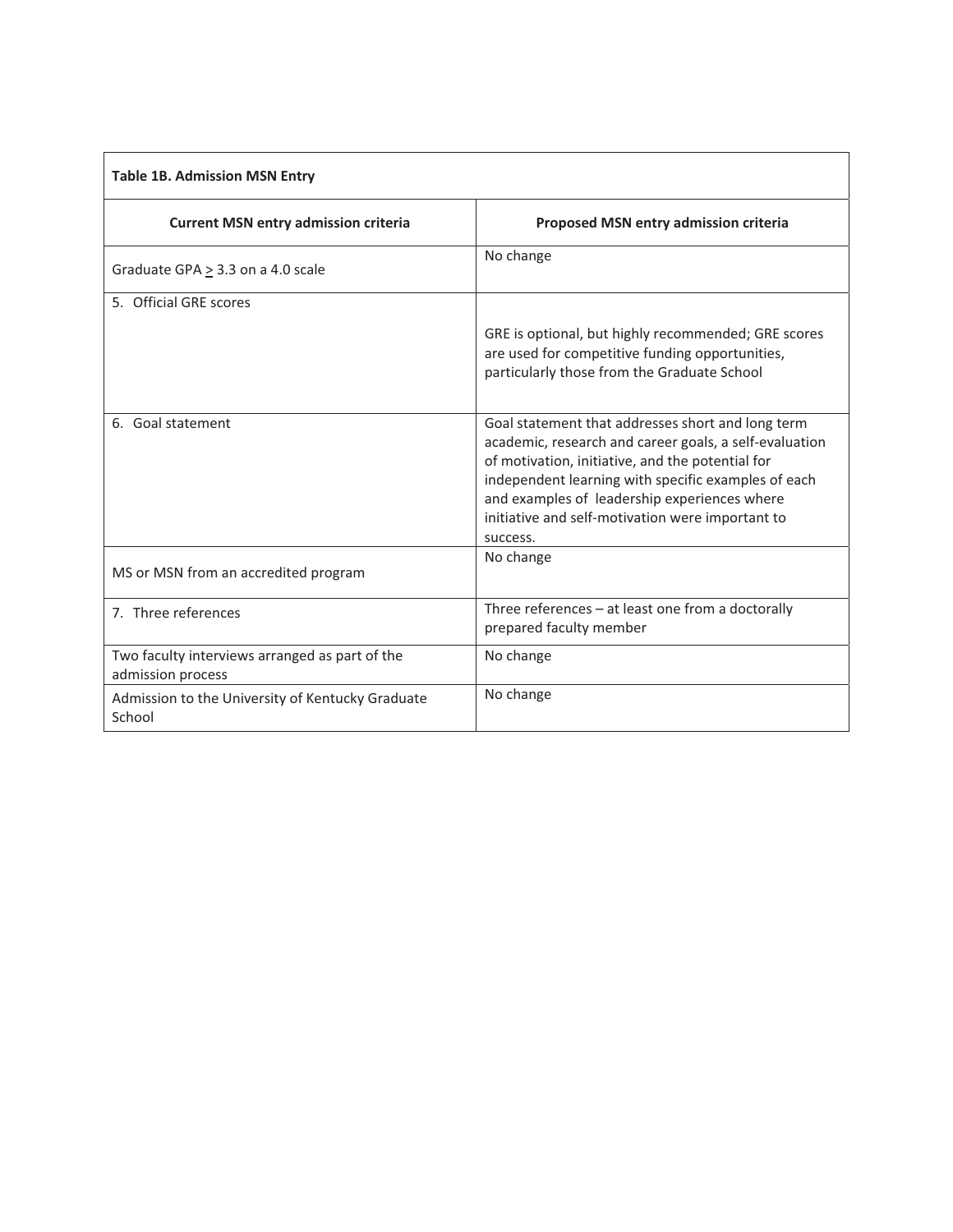| Table 1B. Admission MSN Entry | |
|---|---|
| **Current MSN entry admission criteria** | **Proposed MSN entry admission criteria** |
| Graduate GPA ≥ 3.3 on a 4.0 scale | No change |
| 5. Official GRE scores | GRE is optional, but highly recommended; GRE scores are used for competitive funding opportunities, particularly those from the Graduate School |
| 6. Goal statement | Goal statement that addresses short and long term academic, research and career goals, a self-evaluation of motivation, initiative, and the potential for independent learning with specific examples of each and examples of leadership experiences where initiative and self-motivation were important to success. |
| MS or MSN from an accredited program | No change |
| 7. Three references | Three references – at least one from a doctorally prepared faculty member |
| Two faculty interviews arranged as part of the admission process | No change |
| Admission to the University of Kentucky Graduate School | No change |